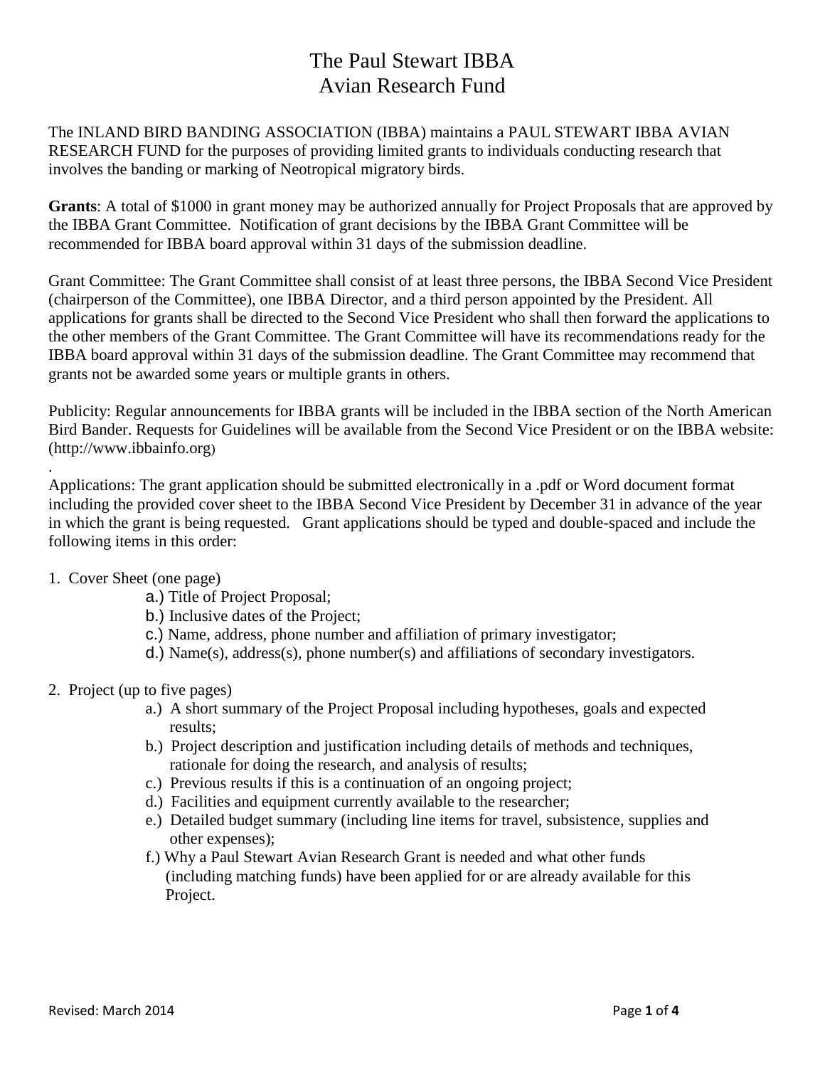# The Paul Stewart IBBA
# Avian Research Fund

The INLAND BIRD BANDING ASSOCIATION (IBBA) maintains a PAUL STEWART IBBA AVIAN RESEARCH FUND for the purposes of providing limited grants to individuals conducting research that involves the banding or marking of Neotropical migratory birds.

**Grants**: A total of $1000 in grant money may be authorized annually for Project Proposals that are approved by the IBBA Grant Committee. Notification of grant decisions by the IBBA Grant Committee will be recommended for IBBA board approval within 31 days of the submission deadline.

Grant Committee: The Grant Committee shall consist of at least three persons, the IBBA Second Vice President (chairperson of the Committee), one IBBA Director, and a third person appointed by the President. All applications for grants shall be directed to the Second Vice President who shall then forward the applications to the other members of the Grant Committee. The Grant Committee will have its recommendations ready for the IBBA board approval within 31 days of the submission deadline. The Grant Committee may recommend that grants not be awarded some years or multiple grants in others.

Publicity: Regular announcements for IBBA grants will be included in the IBBA section of the North American Bird Bander. Requests for Guidelines will be available from the Second Vice President or on the IBBA website: (http://www.ibbainfo.org)

.

Applications: The grant application should be submitted electronically in a .pdf or Word document format including the provided cover sheet to the IBBA Second Vice President by December 31 in advance of the year in which the grant is being requested. Grant applications should be typed and double-spaced and include the following items in this order:

1. Cover Sheet (one page)
   - a.) Title of Project Proposal;
   - b.) Inclusive dates of the Project;
   - c.) Name, address, phone number and affiliation of primary investigator;
   - d.) Name(s), address(s), phone number(s) and affiliations of secondary investigators.

2. Project (up to five pages)
   - a.) A short summary of the Project Proposal including hypotheses, goals and expected results;
   - b.) Project description and justification including details of methods and techniques, rationale for doing the research, and analysis of results;
   - c.) Previous results if this is a continuation of an ongoing project;
   - d.) Facilities and equipment currently available to the researcher;
   - e.) Detailed budget summary (including line items for travel, subsistence, supplies and other expenses);
   - f.) Why a Paul Stewart Avian Research Grant is needed and what other funds (including matching funds) have been applied for or are already available for this Project.

Revised: March 2014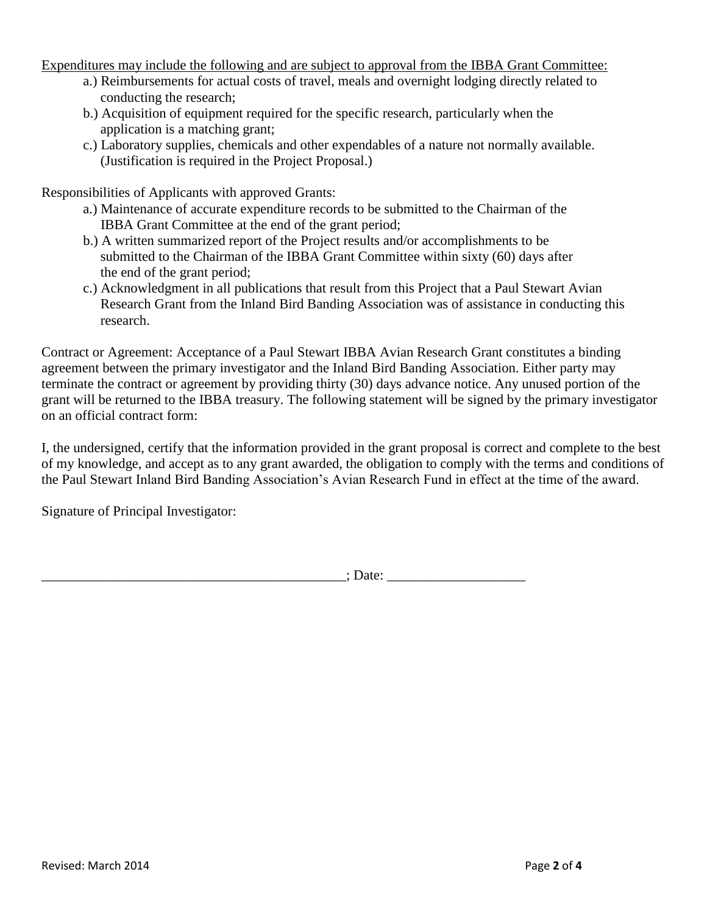<u>Expenditures may include the following and are subject to approval from the IBBA Grant Committee:</u>

a.) Reimbursements for actual costs of travel, meals and overnight lodging directly related to conducting the research;

b.) Acquisition of equipment required for the specific research, particularly when the application is a matching grant;

c.) Laboratory supplies, chemicals and other expendables of a nature not normally available. (Justification is required in the Project Proposal.)

Responsibilities of Applicants with approved Grants:

a.) Maintenance of accurate expenditure records to be submitted to the Chairman of the IBBA Grant Committee at the end of the grant period;

b.) A written summarized report of the Project results and/or accomplishments to be submitted to the Chairman of the IBBA Grant Committee within sixty (60) days after the end of the grant period;

c.) Acknowledgment in all publications that result from this Project that a Paul Stewart Avian Research Grant from the Inland Bird Banding Association was of assistance in conducting this research.

Contract or Agreement: Acceptance of a Paul Stewart IBBA Avian Research Grant constitutes a binding agreement between the primary investigator and the Inland Bird Banding Association. Either party may terminate the contract or agreement by providing thirty (30) days advance notice. Any unused portion of the grant will be returned to the IBBA treasury. The following statement will be signed by the primary investigator on an official contract form:

I, the undersigned, certify that the information provided in the grant proposal is correct and complete to the best of my knowledge, and accept as to any grant awarded, the obligation to comply with the terms and conditions of the Paul Stewart Inland Bird Banding Association's Avian Research Fund in effect at the time of the award.

Signature of Principal Investigator:

_____________________________________________; Date: ____________________

Revised: March 2014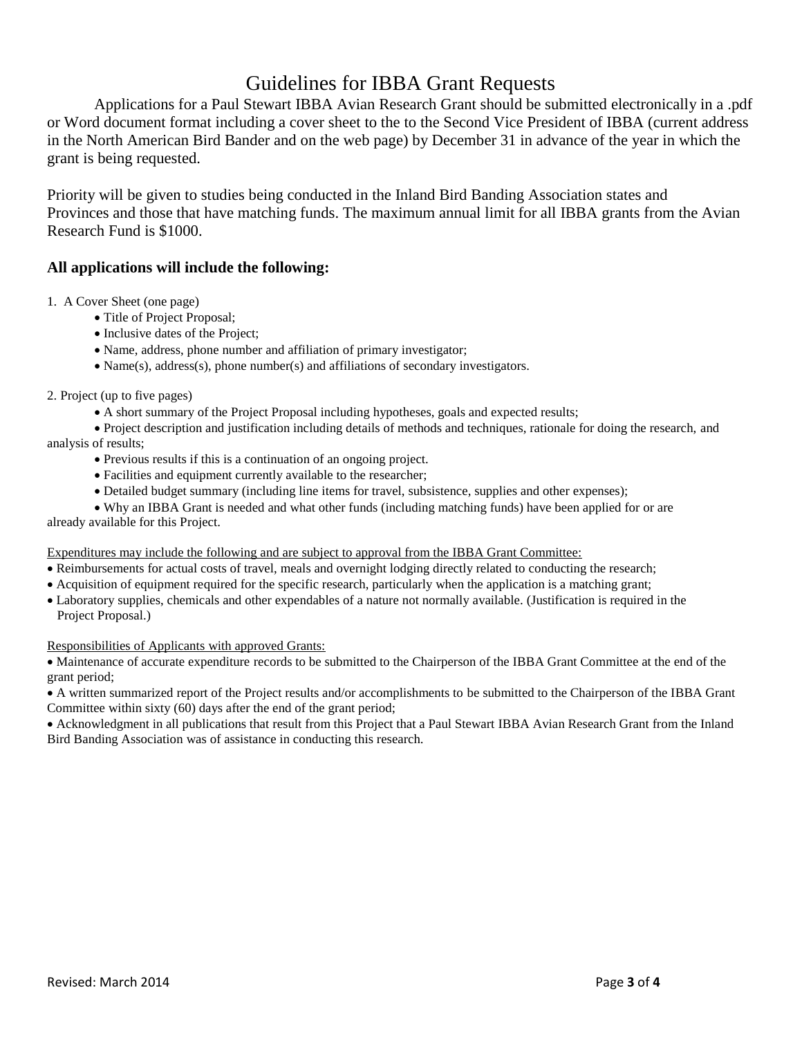# Guidelines for IBBA Grant Requests

Applications for a Paul Stewart IBBA Avian Research Grant should be submitted electronically in a .pdf or Word document format including a cover sheet to the to the Second Vice President of IBBA (current address in the North American Bird Bander and on the web page) by December 31 in advance of the year in which the grant is being requested.

Priority will be given to studies being conducted in the Inland Bird Banding Association states and Provinces and those that have matching funds. The maximum annual limit for all IBBA grants from the Avian Research Fund is $1000.

### All applications will include the following:

1. A Cover Sheet (one page)
   - Title of Project Proposal;
   - Inclusive dates of the Project;
   - Name, address, phone number and affiliation of primary investigator;
   - Name(s), address(s), phone number(s) and affiliations of secondary investigators.

2. Project (up to five pages)
   - A short summary of the Project Proposal including hypotheses, goals and expected results;
   - Project description and justification including details of methods and techniques, rationale for doing the research, and analysis of results;
   - Previous results if this is a continuation of an ongoing project.
   - Facilities and equipment currently available to the researcher;
   - Detailed budget summary (including line items for travel, subsistence, supplies and other expenses);
   - Why an IBBA Grant is needed and what other funds (including matching funds) have been applied for or are already available for this Project.

<u>Expenditures may include the following and are subject to approval from the IBBA Grant Committee:</u>

- Reimbursements for actual costs of travel, meals and overnight lodging directly related to conducting the research;
- Acquisition of equipment required for the specific research, particularly when the application is a matching grant;
- Laboratory supplies, chemicals and other expendables of a nature not normally available. (Justification is required in the Project Proposal.)

<u>Responsibilities of Applicants with approved Grants:</u>

- Maintenance of accurate expenditure records to be submitted to the Chairperson of the IBBA Grant Committee at the end of the grant period;
- A written summarized report of the Project results and/or accomplishments to be submitted to the Chairperson of the IBBA Grant Committee within sixty (60) days after the end of the grant period;
- Acknowledgment in all publications that result from this Project that a Paul Stewart IBBA Avian Research Grant from the Inland Bird Banding Association was of assistance in conducting this research.

Revised: March 2014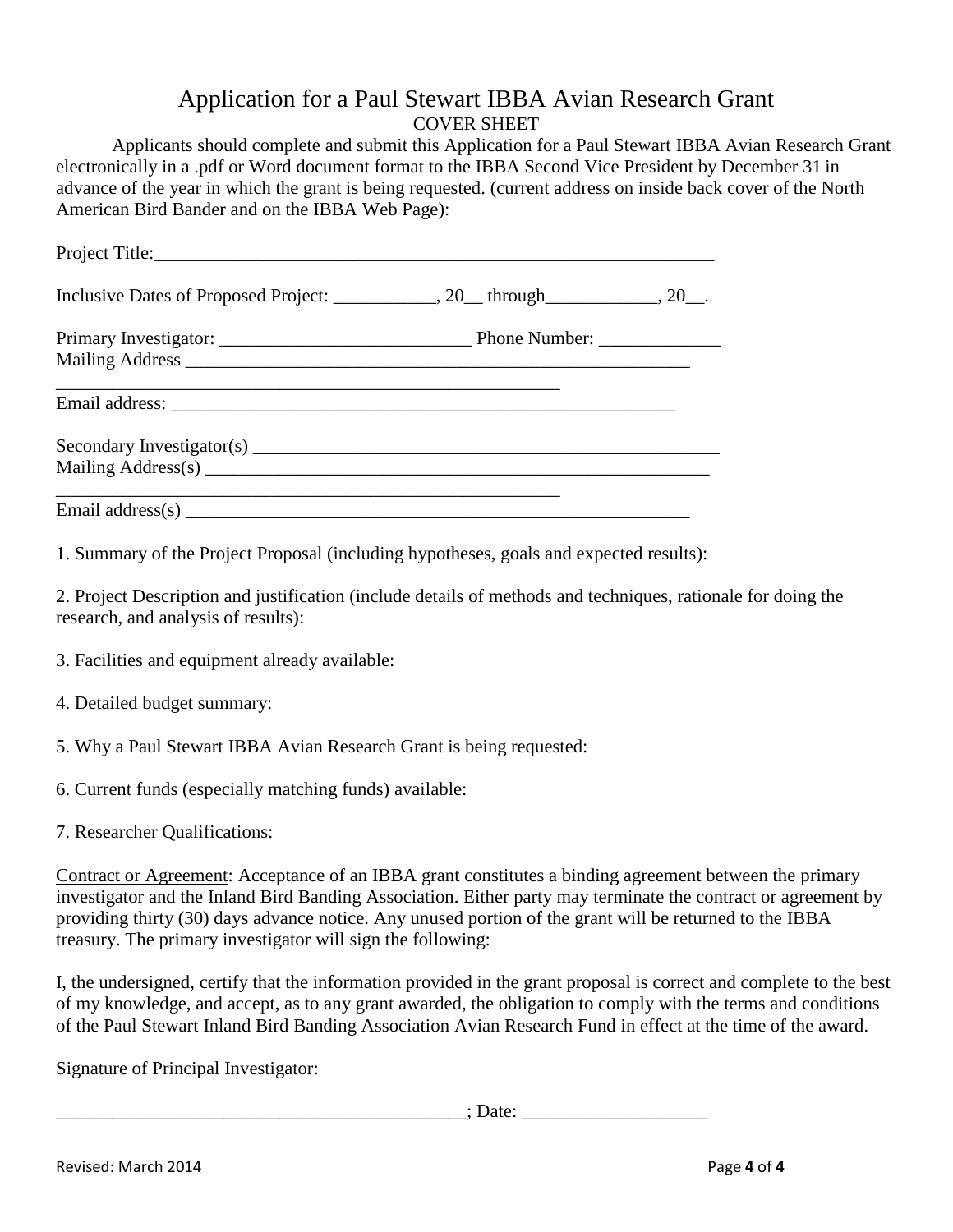# Application for a Paul Stewart IBBA Avian Research Grant

COVER SHEET

Applicants should complete and submit this Application for a Paul Stewart IBBA Avian Research Grant electronically in a .pdf or Word document format to the IBBA Second Vice President by December 31 in advance of the year in which the grant is being requested. (current address on inside back cover of the North American Bird Bander and on the IBBA Web Page):

Project Title:_______________________________________________________________

Inclusive Dates of Proposed Project: ___________, 20__ through____________, 20__.

Primary Investigator: ___________________________ Phone Number: _____________
Mailing Address _______________________________________________________
________________________________________________________
Email address: _______________________________________________________

Secondary Investigator(s) ___________________________________________________
Mailing Address(s) ______________________________________________________
________________________________________________________
Email address(s) _______________________________________________________

1. Summary of the Project Proposal (including hypotheses, goals and expected results):

2. Project Description and justification (include details of methods and techniques, rationale for doing the research, and analysis of results):

3. Facilities and equipment already available:

4. Detailed budget summary:

5. Why a Paul Stewart IBBA Avian Research Grant is being requested:

6. Current funds (especially matching funds) available:

7. Researcher Qualifications:

<u>Contract or Agreement</u>: Acceptance of an IBBA grant constitutes a binding agreement between the primary investigator and the Inland Bird Banding Association. Either party may terminate the contract or agreement by providing thirty (30) days advance notice. Any unused portion of the grant will be returned to the IBBA treasury. The primary investigator will sign the following:

I, the undersigned, certify that the information provided in the grant proposal is correct and complete to the best of my knowledge, and accept, as to any grant awarded, the obligation to comply with the terms and conditions of the Paul Stewart Inland Bird Banding Association Avian Research Fund in effect at the time of the award.

Signature of Principal Investigator:

_____________________________________________; Date: ___________________

Revised: March 2014